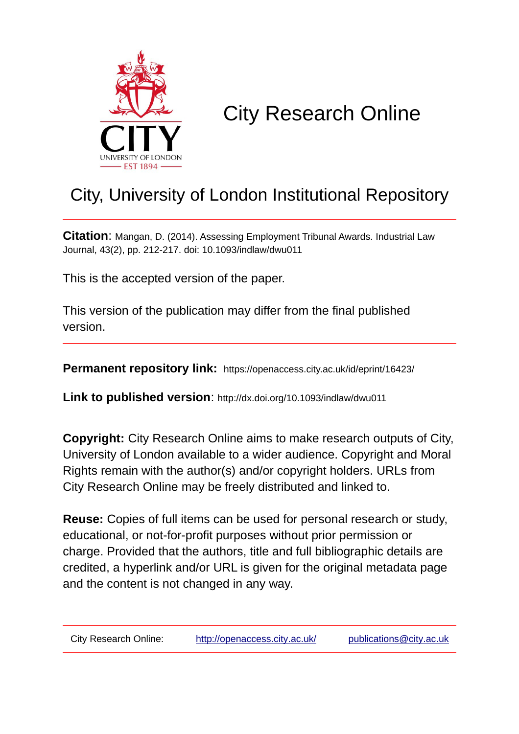# City Research Online

## City, University of London Institutional Repository

**Citation**: Mangan, D. (2014). Assessing Employment Tribunal Awards. Industrial Law Journal, 43(2), pp. 212-217. doi: 10.1093/indlaw/dwu011

This is the accepted version of the paper.

This version of the publication may differ from the final published version.

**Permanent repository link:** https://openaccess.city.ac.uk/id/eprint/16423/

**Link to published version**: http://dx.doi.org/10.1093/indlaw/dwu011

**Copyright:** City Research Online aims to make research outputs of City, University of London available to a wider audience. Copyright and Moral Rights remain with the author(s) and/or copyright holders. URLs from City Research Online may be freely distributed and linked to.

**Reuse:** Copies of full items can be used for personal research or study, educational, or not-for-profit purposes without prior permission or charge. Provided that the authors, title and full bibliographic details are credited, a hyperlink and/or URL is given for the original metadata page and the content is not changed in any way.

City Research Online: http://openaccess.city.ac.uk/ publications@city.ac.uk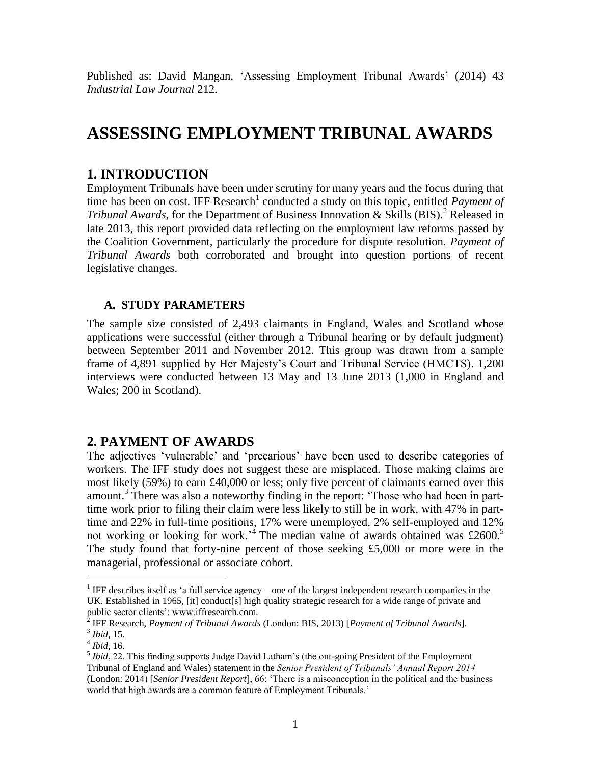Published as: David Mangan, 'Assessing Employment Tribunal Awards' (2014) 43 *Industrial Law Journal* 212.

# ASSESSING EMPLOYMENT TRIBUNAL AWARDS

## 1. INTRODUCTION

Employment Tribunals have been under scrutiny for many years and the focus during that time has been on cost. IFF Research[1] conducted a study on this topic, entitled *Payment of Tribunal Awards,* for the Department of Business Innovation & Skills (BIS).[2] Released in late 2013, this report provided data reflecting on the employment law reforms passed by the Coalition Government, particularly the procedure for dispute resolution. *Payment of Tribunal Awards* both corroborated and brought into question portions of recent legislative changes.

### A. STUDY PARAMETERS

The sample size consisted of 2,493 claimants in England, Wales and Scotland whose applications were successful (either through a Tribunal hearing or by default judgment) between September 2011 and November 2012. This group was drawn from a sample frame of 4,891 supplied by Her Majesty's Court and Tribunal Service (HMCTS). 1,200 interviews were conducted between 13 May and 13 June 2013 (1,000 in England and Wales; 200 in Scotland).

## 2. PAYMENT OF AWARDS

The adjectives 'vulnerable' and 'precarious' have been used to describe categories of workers. The IFF study does not suggest these are misplaced. Those making claims are most likely (59%) to earn £40,000 or less; only five percent of claimants earned over this amount.[3] There was also a noteworthy finding in the report: 'Those who had been in part-time work prior to filing their claim were less likely to still be in work, with 47% in part-time and 22% in full-time positions, 17% were unemployed, 2% self-employed and 12% not working or looking for work.'[4] The median value of awards obtained was £2600.[5] The study found that forty-nine percent of those seeking £5,000 or more were in the managerial, professional or associate cohort.

---

[1] IFF describes itself as 'a full service agency – one of the largest independent research companies in the UK. Established in 1965, [it] conduct[s] high quality strategic research for a wide range of private and public sector clients': www.iffresearch.com.

[2] IFF Research, *Payment of Tribunal Awards* (London: BIS, 2013) [*Payment of Tribunal Awards*].

[3] *Ibid*, 15.

[4] *Ibid*, 16.

[5] *Ibid*, 22. This finding supports Judge David Latham's (the out-going President of the Employment Tribunal of England and Wales) statement in the *Senior President of Tribunals' Annual Report 2014* (London: 2014) [*Senior President Report*], 66: 'There is a misconception in the political and the business world that high awards are a common feature of Employment Tribunals.'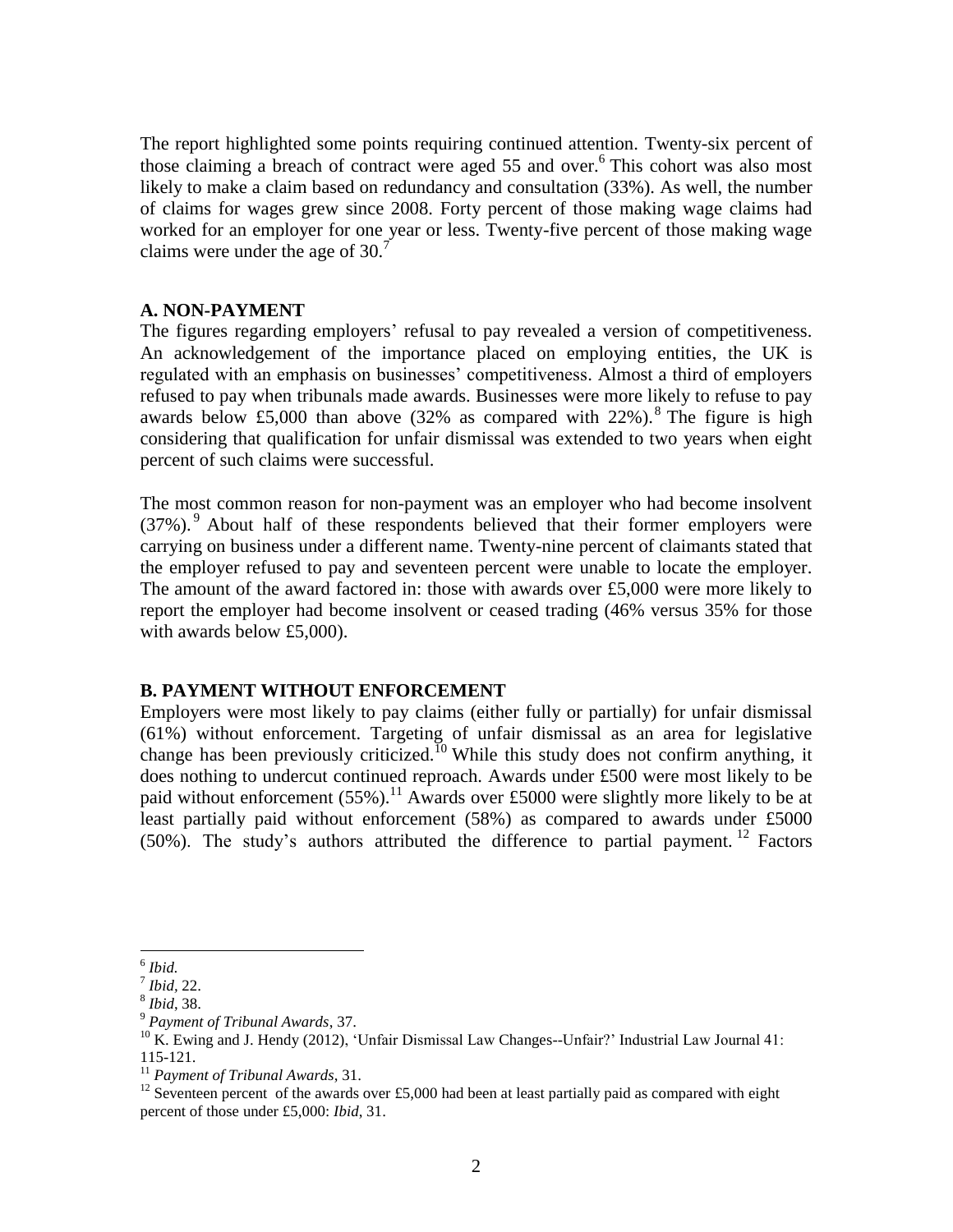The report highlighted some points requiring continued attention. Twenty-six percent of those claiming a breach of contract were aged 55 and over.[6] This cohort was also most likely to make a claim based on redundancy and consultation (33%). As well, the number of claims for wages grew since 2008. Forty percent of those making wage claims had worked for an employer for one year or less. Twenty-five percent of those making wage claims were under the age of 30.[7]

### A. NON-PAYMENT

The figures regarding employers' refusal to pay revealed a version of competitiveness. An acknowledgement of the importance placed on employing entities, the UK is regulated with an emphasis on businesses' competitiveness. Almost a third of employers refused to pay when tribunals made awards. Businesses were more likely to refuse to pay awards below £5,000 than above (32% as compared with 22%).[8] The figure is high considering that qualification for unfair dismissal was extended to two years when eight percent of such claims were successful.

The most common reason for non-payment was an employer who had become insolvent (37%).[9] About half of these respondents believed that their former employers were carrying on business under a different name. Twenty-nine percent of claimants stated that the employer refused to pay and seventeen percent were unable to locate the employer. The amount of the award factored in: those with awards over £5,000 were more likely to report the employer had become insolvent or ceased trading (46% versus 35% for those with awards below £5,000).

### B. PAYMENT WITHOUT ENFORCEMENT

Employers were most likely to pay claims (either fully or partially) for unfair dismissal (61%) without enforcement. Targeting of unfair dismissal as an area for legislative change has been previously criticized.[10] While this study does not confirm anything, it does nothing to undercut continued reproach. Awards under £500 were most likely to be paid without enforcement (55%).[11] Awards over £5000 were slightly more likely to be at least partially paid without enforcement (58%) as compared to awards under £5000 (50%). The study's authors attributed the difference to partial payment.[12] Factors

---

[6] *Ibid.*

[7] *Ibid*, 22.

[8] *Ibid*, 38.

[9] *Payment of Tribunal Awards*, 37.

[10] K. Ewing and J. Hendy (2012), 'Unfair Dismissal Law Changes--Unfair?' Industrial Law Journal 41: 115-121.

[11] *Payment of Tribunal Awards*, 31.

[12] Seventeen percent of the awards over £5,000 had been at least partially paid as compared with eight percent of those under £5,000: *Ibid*, 31.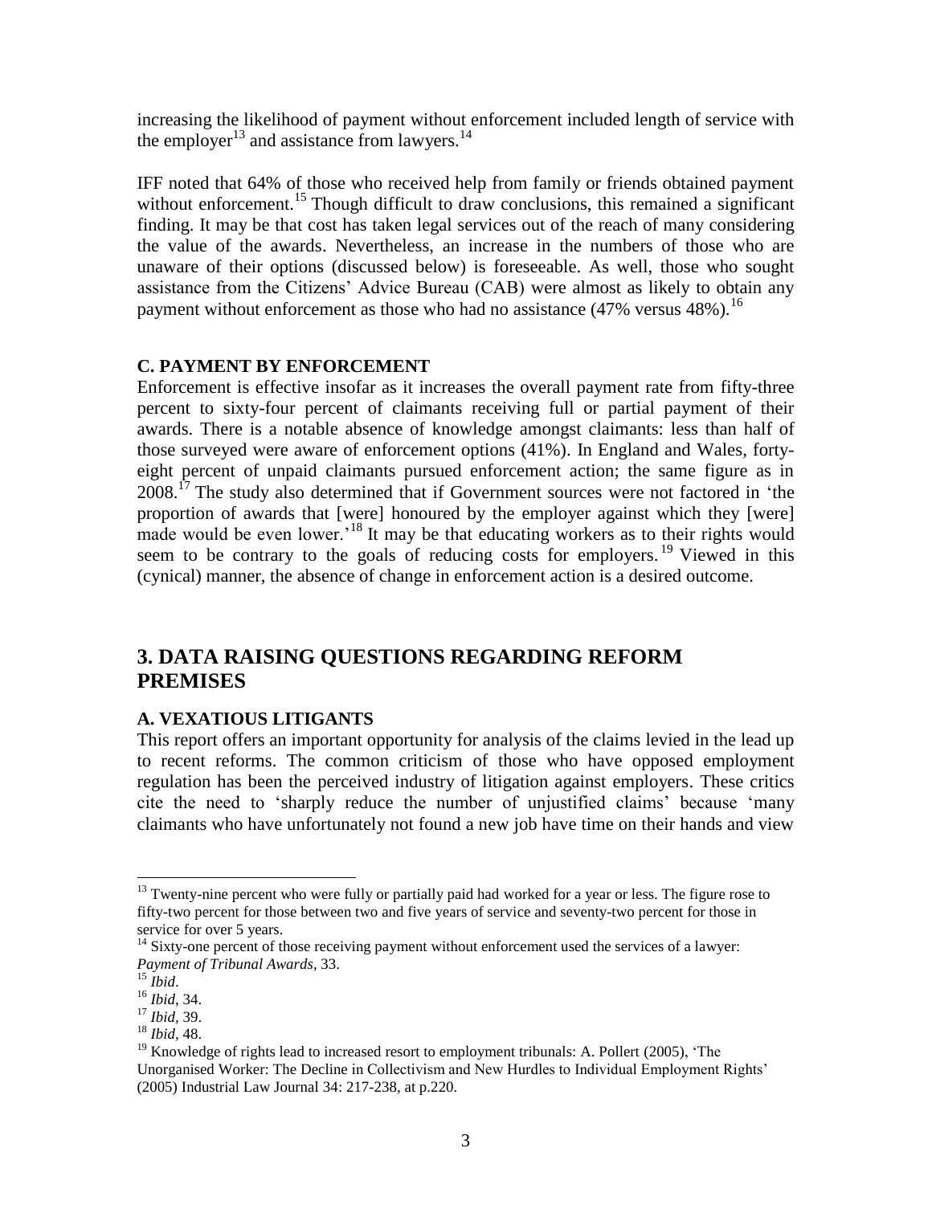increasing the likelihood of payment without enforcement included length of service with the employer[13] and assistance from lawyers.[14]

IFF noted that 64% of those who received help from family or friends obtained payment without enforcement.[15] Though difficult to draw conclusions, this remained a significant finding. It may be that cost has taken legal services out of the reach of many considering the value of the awards. Nevertheless, an increase in the numbers of those who are unaware of their options (discussed below) is foreseeable. As well, those who sought assistance from the Citizens' Advice Bureau (CAB) were almost as likely to obtain any payment without enforcement as those who had no assistance (47% versus 48%).[16]

### C. PAYMENT BY ENFORCEMENT

Enforcement is effective insofar as it increases the overall payment rate from fifty-three percent to sixty-four percent of claimants receiving full or partial payment of their awards. There is a notable absence of knowledge amongst claimants: less than half of those surveyed were aware of enforcement options (41%). In England and Wales, forty-eight percent of unpaid claimants pursued enforcement action; the same figure as in 2008.[17] The study also determined that if Government sources were not factored in 'the proportion of awards that [were] honoured by the employer against which they [were] made would be even lower.'[18] It may be that educating workers as to their rights would seem to be contrary to the goals of reducing costs for employers.[19] Viewed in this (cynical) manner, the absence of change in enforcement action is a desired outcome.

## 3. DATA RAISING QUESTIONS REGARDING REFORM PREMISES

### A. VEXATIOUS LITIGANTS

This report offers an important opportunity for analysis of the claims levied in the lead up to recent reforms. The common criticism of those who have opposed employment regulation has been the perceived industry of litigation against employers. These critics cite the need to 'sharply reduce the number of unjustified claims' because 'many claimants who have unfortunately not found a new job have time on their hands and view

---

[13] Twenty-nine percent who were fully or partially paid had worked for a year or less. The figure rose to fifty-two percent for those between two and five years of service and seventy-two percent for those in service for over 5 years.

[14] Sixty-one percent of those receiving payment without enforcement used the services of a lawyer: *Payment of Tribunal Awards*, 33.

[15] *Ibid*.

[16] *Ibid*, 34.

[17] *Ibid*, 39.

[18] *Ibid*, 48.

[19] Knowledge of rights lead to increased resort to employment tribunals: A. Pollert (2005), 'The Unorganised Worker: The Decline in Collectivism and New Hurdles to Individual Employment Rights' (2005) Industrial Law Journal 34: 217-238, at p.220.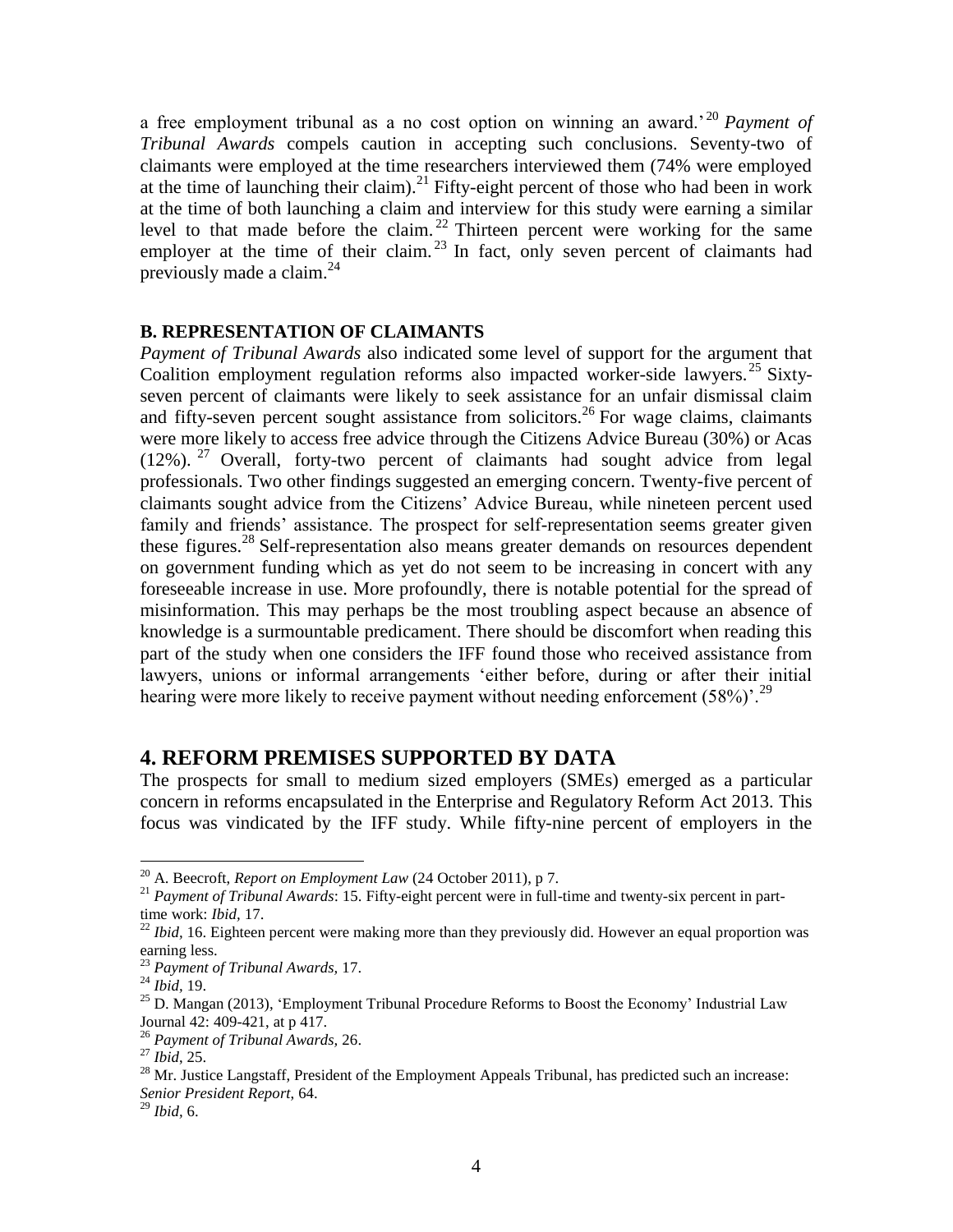a free employment tribunal as a no cost option on winning an award.'[20] *Payment of Tribunal Awards* compels caution in accepting such conclusions. Seventy-two of claimants were employed at the time researchers interviewed them (74% were employed at the time of launching their claim).[21] Fifty-eight percent of those who had been in work at the time of both launching a claim and interview for this study were earning a similar level to that made before the claim.[22] Thirteen percent were working for the same employer at the time of their claim.[23] In fact, only seven percent of claimants had previously made a claim.[24]

### B. REPRESENTATION OF CLAIMANTS

*Payment of Tribunal Awards* also indicated some level of support for the argument that Coalition employment regulation reforms also impacted worker-side lawyers.[25] Sixty-seven percent of claimants were likely to seek assistance for an unfair dismissal claim and fifty-seven percent sought assistance from solicitors.[26] For wage claims, claimants were more likely to access free advice through the Citizens Advice Bureau (30%) or Acas (12%).[27] Overall, forty-two percent of claimants had sought advice from legal professionals. Two other findings suggested an emerging concern. Twenty-five percent of claimants sought advice from the Citizens' Advice Bureau, while nineteen percent used family and friends' assistance. The prospect for self-representation seems greater given these figures.[28] Self-representation also means greater demands on resources dependent on government funding which as yet do not seem to be increasing in concert with any foreseeable increase in use. More profoundly, there is notable potential for the spread of misinformation. This may perhaps be the most troubling aspect because an absence of knowledge is a surmountable predicament. There should be discomfort when reading this part of the study when one considers the IFF found those who received assistance from lawyers, unions or informal arrangements 'either before, during or after their initial hearing were more likely to receive payment without needing enforcement (58%)'.[29]

## 4. REFORM PREMISES SUPPORTED BY DATA

The prospects for small to medium sized employers (SMEs) emerged as a particular concern in reforms encapsulated in the Enterprise and Regulatory Reform Act 2013. This focus was vindicated by the IFF study. While fifty-nine percent of employers in the

---

[20] A. Beecroft, *Report on Employment Law* (24 October 2011), p 7.

[21] *Payment of Tribunal Awards*: 15. Fifty-eight percent were in full-time and twenty-six percent in part-time work: *Ibid*, 17.

[22] *Ibid*, 16. Eighteen percent were making more than they previously did. However an equal proportion was earning less.

[23] *Payment of Tribunal Awards*, 17.

[24] *Ibid*, 19.

[25] D. Mangan (2013), 'Employment Tribunal Procedure Reforms to Boost the Economy' Industrial Law Journal 42: 409-421, at p 417.

[26] *Payment of Tribunal Awards*, 26.

[27] *Ibid*, 25.

[28] Mr. Justice Langstaff, President of the Employment Appeals Tribunal, has predicted such an increase: *Senior President Report*, 64.

[29] *Ibid*, 6.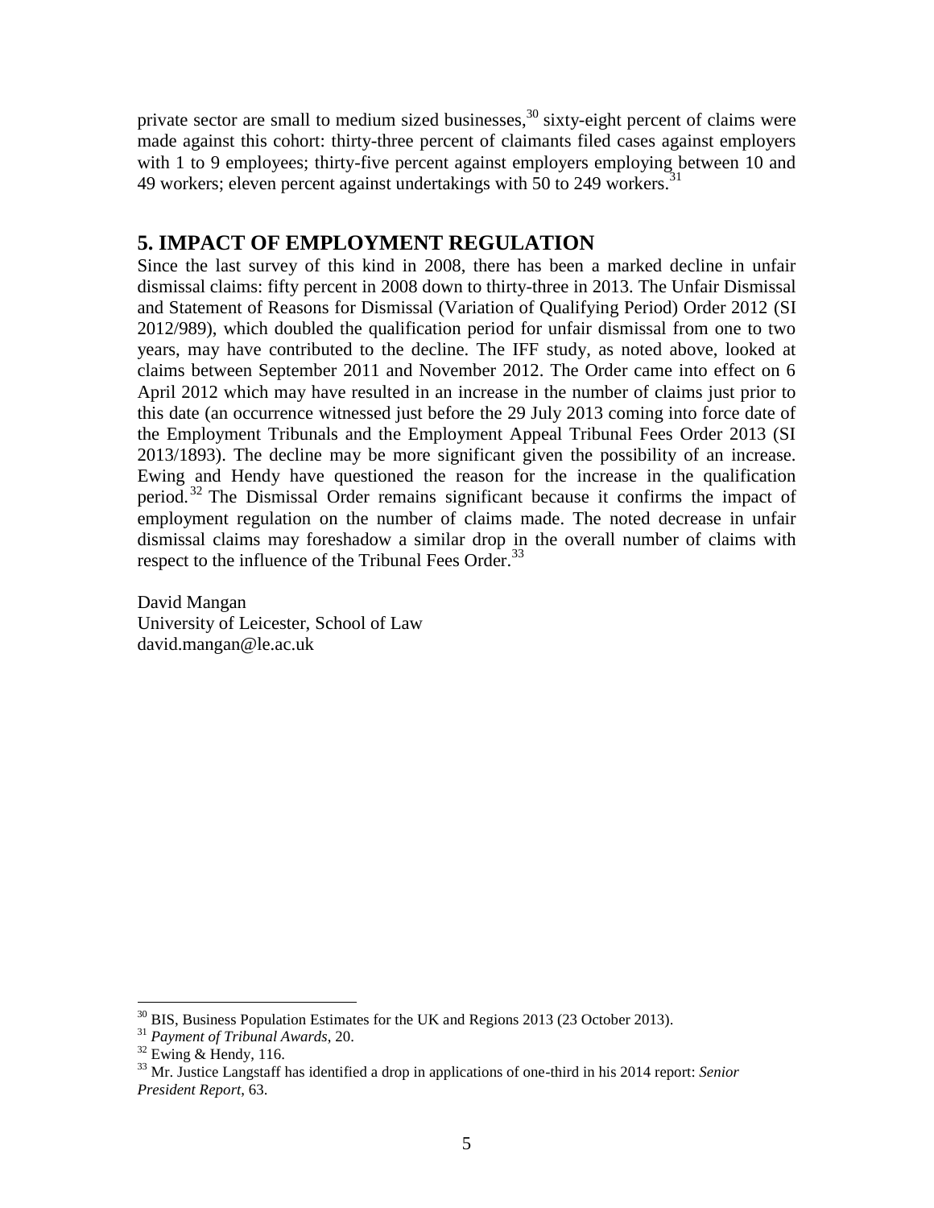private sector are small to medium sized businesses,[30] sixty-eight percent of claims were made against this cohort: thirty-three percent of claimants filed cases against employers with 1 to 9 employees; thirty-five percent against employers employing between 10 and 49 workers; eleven percent against undertakings with 50 to 249 workers.[31]

## 5. IMPACT OF EMPLOYMENT REGULATION

Since the last survey of this kind in 2008, there has been a marked decline in unfair dismissal claims: fifty percent in 2008 down to thirty-three in 2013. The Unfair Dismissal and Statement of Reasons for Dismissal (Variation of Qualifying Period) Order 2012 (SI 2012/989), which doubled the qualification period for unfair dismissal from one to two years, may have contributed to the decline. The IFF study, as noted above, looked at claims between September 2011 and November 2012. The Order came into effect on 6 April 2012 which may have resulted in an increase in the number of claims just prior to this date (an occurrence witnessed just before the 29 July 2013 coming into force date of the Employment Tribunals and the Employment Appeal Tribunal Fees Order 2013 (SI 2013/1893). The decline may be more significant given the possibility of an increase. Ewing and Hendy have questioned the reason for the increase in the qualification period.[32] The Dismissal Order remains significant because it confirms the impact of employment regulation on the number of claims made. The noted decrease in unfair dismissal claims may foreshadow a similar drop in the overall number of claims with respect to the influence of the Tribunal Fees Order.[33]

David Mangan
University of Leicester, School of Law
david.mangan@le.ac.uk

---

[30] BIS, Business Population Estimates for the UK and Regions 2013 (23 October 2013).
[31] *Payment of Tribunal Awards*, 20.
[32] Ewing & Hendy, 116.
[33] Mr. Justice Langstaff has identified a drop in applications of one-third in his 2014 report: *Senior President Report*, 63.